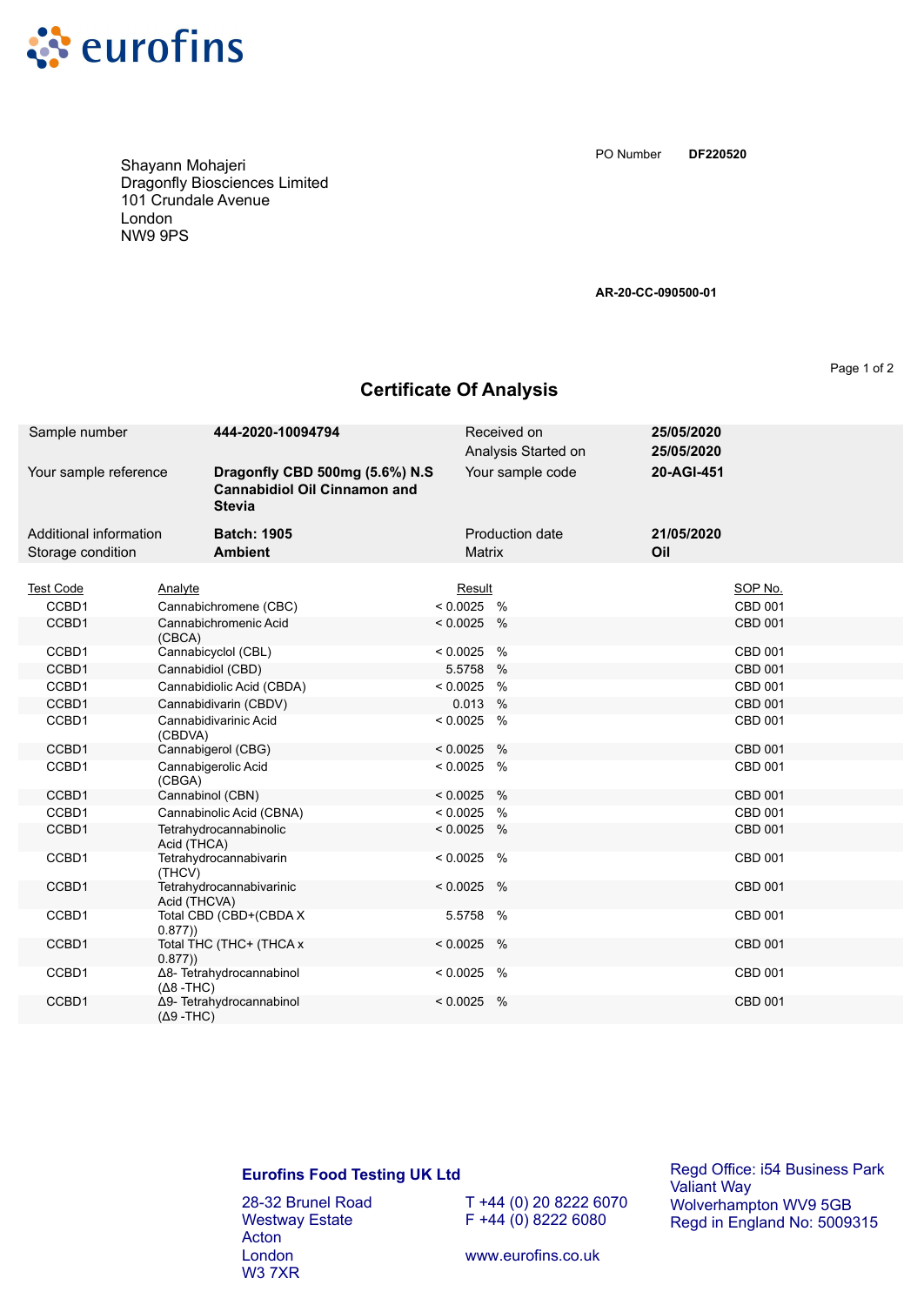eurofins

Shayann Mohajeri
Dragonfly Biosciences Limited
101 Crundale Avenue
London
NW9 9PS

PO Number **DF220520**

**AR-20-CC-090500-01**

## Certificate Of Analysis

| | | | |
|---|---|---|---|
| Sample number | **444-2020-10094794** | Received on | **25/05/2020** |
| | | Analysis Started on | **25/05/2020** |
| Your sample reference | **Dragonfly CBD 500mg (5.6%) N.S Cannabidiol Oil Cinnamon and Stevia** | Your sample code | **20-AGI-451** |
| Additional information | **Batch: 1905** | Production date | **21/05/2020** |
| Storage condition | **Ambient** | Matrix | **Oil** |

| Test Code | Analyte | Result | | SOP No. |
|---|---|---|---|---|
| CCBD1 | Cannabichromene (CBC) | < 0.0025 | % | CBD 001 |
| CCBD1 | Cannabichromenic Acid (CBCA) | < 0.0025 | % | CBD 001 |
| CCBD1 | Cannabicyclol (CBL) | < 0.0025 | % | CBD 001 |
| CCBD1 | Cannabidiol (CBD) | 5.5758 | % | CBD 001 |
| CCBD1 | Cannabidiolic Acid (CBDA) | < 0.0025 | % | CBD 001 |
| CCBD1 | Cannabidivarin (CBDV) | 0.013 | % | CBD 001 |
| CCBD1 | Cannabidivarinic Acid (CBDVA) | < 0.0025 | % | CBD 001 |
| CCBD1 | Cannabigerol (CBG) | < 0.0025 | % | CBD 001 |
| CCBD1 | Cannabigerolic Acid (CBGA) | < 0.0025 | % | CBD 001 |
| CCBD1 | Cannabinol (CBN) | < 0.0025 | % | CBD 001 |
| CCBD1 | Cannabinolic Acid (CBNA) | < 0.0025 | % | CBD 001 |
| CCBD1 | Tetrahydrocannabinolic Acid (THCA) | < 0.0025 | % | CBD 001 |
| CCBD1 | Tetrahydrocannabivarin (THCV) | < 0.0025 | % | CBD 001 |
| CCBD1 | Tetrahydrocannabivarinic Acid (THCVA) | < 0.0025 | % | CBD 001 |
| CCBD1 | Total CBD (CBD+(CBDA X 0.877)) | 5.5758 | % | CBD 001 |
| CCBD1 | Total THC (THC+ (THCA x 0.877)) | < 0.0025 | % | CBD 001 |
| CCBD1 | Δ8- Tetrahydrocannabinol (Δ8 -THC) | < 0.0025 | % | CBD 001 |
| CCBD1 | Δ9- Tetrahydrocannabinol (Δ9 -THC) | < 0.0025 | % | CBD 001 |

**Eurofins Food Testing UK Ltd**

28-32 Brunel Road
Westway Estate
Acton
London
W3 7XR

T +44 (0) 20 8222 6070
F +44 (0) 8222 6080

www.eurofins.co.uk

Regd Office: i54 Business Park
Valiant Way
Wolverhampton WV9 5GB
Regd in England No: 5009315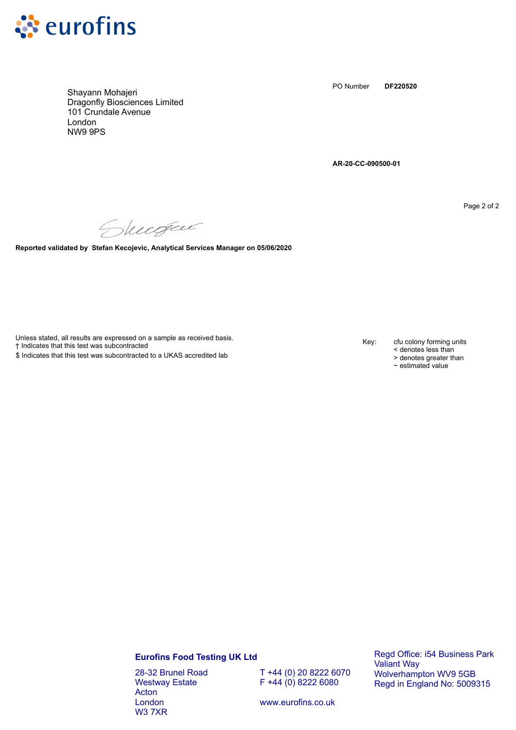Shayann Mohajeri
Dragonfly Biosciences Limited
101 Crundale Avenue
London
NW9 9PS

PO Number **DF220520**

**AR-20-CC-090500-01**

**Reported validated by Stefan Kecojevic, Analytical Services Manager on 05/06/2020**

Unless stated, all results are expressed on a sample as received basis.
† Indicates that this test was subcontracted
$ Indicates that this test was subcontracted to a UKAS accredited lab

Key:
cfu colony forming units
< denotes less than
> denotes greater than
~ estimated value

**Eurofins Food Testing UK Ltd**

28-32 Brunel Road
Westway Estate
Acton
London
W3 7XR

T +44 (0) 20 8222 6070
F +44 (0) 8222 6080

www.eurofins.co.uk

Regd Office: i54 Business Park
Valiant Way
Wolverhampton WV9 5GB
Regd in England No: 5009315